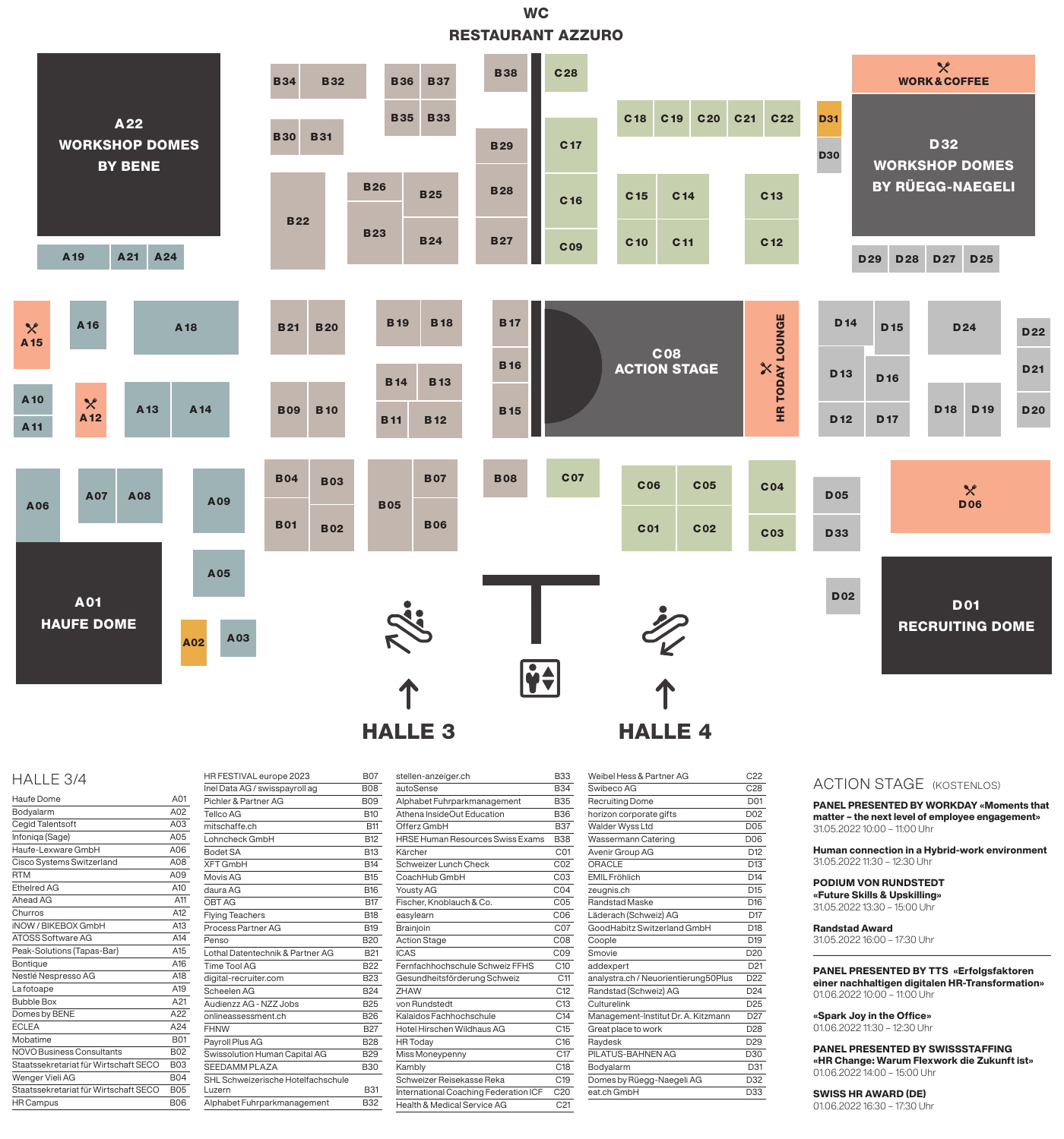WC

RESTAURANT AZZURO

A22 WORKSHOP DOMES BY BENE

D32 WORKSHOP DOMES BY RÜEGG-NAEGELI

WORK & COFFEE

C08 ACTION STAGE

HR TODAY LOUNGE

A01 HAUFE DOME

D01 RECRUITING DOME

HALLE 3

HALLE 4

## HALLE 3/4

| Aussteller | Stand |
|---|---|
| Haufe Dome | A01 |
| Bodyalarm | A02 |
| Cegid Talentsoft | A03 |
| Infoniqa (Sage) | A05 |
| Haufe-Lexware GmbH | A06 |
| Cisco Systems Switzerland | A08 |
| RTM | A09 |
| Ethelred AG | A10 |
| Ahead AG | A11 |
| Churros | A12 |
| iNOW / BIKEBOX GmbH | A13 |
| ATOSS Software AG | A14 |
| Peak-Solutions (Tapas-Bar) | A15 |
| Bontique | A16 |
| Nestlé Nespresso AG | A18 |
| La fotoape | A19 |
| Bubble Box | A21 |
| Domes by BENE | A22 |
| ECLEA | A24 |
| Mobatime | B01 |
| NOVO Business Consultants | B02 |
| Staatssekretariat für Wirtschaft SECO | B03 |
| Wenger Vieli AG | B04 |
| Staatssekretariat für Wirtschaft SECO | B05 |
| HR Campus | B06 |
| HR FESTIVAL europe 2023 | B07 |
| Inel Data AG / swisspayroll ag | B08 |
| Pichler & Partner AG | B09 |
| Tellco AG | B10 |
| mitschaffe.ch | B11 |
| Lohncheck GmbH | B12 |
| Bodet SA | B13 |
| XFT GmbH | B14 |
| Movis AG | B15 |
| daura AG | B16 |
| OBT AG | B17 |
| Flying Teachers | B18 |
| Process Partner AG | B19 |
| Penso | B20 |
| Lothal Datentechnik & Partner AG | B21 |
| Time Tool AG | B22 |
| digital-recruiter.com | B23 |
| Scheelen AG | B24 |
| Audienzz AG - NZZ Jobs | B25 |
| onlineassessment.ch | B26 |
| FHNW | B27 |
| Payroll Plus AG | B28 |
| Swissolution Human Capital AG | B29 |
| SEEDAMM PLAZA | B30 |
| SHL Schweizerische Hotelfachschule Luzern | B31 |
| Alphabet Fuhrparkmanagement | B32 |
| stellen-anzeiger.ch | B33 |
| autoSense | B34 |
| Alphabet Fuhrparkmanagement | B35 |
| Athena InsideOut Education | B36 |
| Offerz GmbH | B37 |
| HRSE Human Resources Swiss Exams | B38 |
| Kärcher | C01 |
| Schweizer Lunch Check | C02 |
| CoachHub GmbH | C03 |
| Yousty AG | C04 |
| Fischer, Knoblauch & Co. | C05 |
| easylearn | C06 |
| Brainjoin | C07 |
| Action Stage | C08 |
| ICAS | C09 |
| Fernfachhochschule Schweiz FFHS | C10 |
| Gesundheitsförderung Schweiz | C11 |
| ZHAW | C12 |
| von Rundstedt | C13 |
| Kalaidos Fachhochschule | C14 |
| Hotel Hirschen Wildhaus AG | C15 |
| HR Today | C16 |
| Miss Moneypenny | C17 |
| Kambly | C18 |
| Schweizer Reisekasse Reka | C19 |
| International Coaching Federation ICF | C20 |
| Health & Medical Service AG | C21 |
| Weibel Hess & Partner AG | C22 |
| Swibeco AG | C28 |
| Recruiting Dome | D01 |
| horizon corporate gifts | D02 |
| Walder Wyss Ltd | D05 |
| Wassermann Catering | D06 |
| Avenir Group AG | D12 |
| ORACLE | D13 |
| EMIL Fröhlich | D14 |
| zeugnis.ch | D15 |
| Randstad Maske | D16 |
| Läderach (Schweiz) AG | D17 |
| GoodHabitz Switzerland GmbH | D18 |
| Coople | D19 |
| Smovie | D20 |
| addexpert | D21 |
| analystra.ch / Neuorientierung50Plus | D22 |
| Randstad (Schweiz) AG | D24 |
| Culturelink | D25 |
| Management-Institut Dr. A. Kitzmann | D27 |
| Great place to work | D28 |
| Raydesk | D29 |
| PILATUS-BAHNEN AG | D30 |
| Bodyalarm | D31 |
| Domes by Rüegg-Naegeli AG | D32 |
| eat.ch GmbH | D33 |

## ACTION STAGE (KOSTENLOS)

**PANEL PRESENTED BY WORKDAY «Moments that matter – the next level of employee engagement»**
31.05.2022 10:00 – 11:00 Uhr

**Human connection in a Hybrid-work environment**
31.05.2022 11:30 – 12:30 Uhr

**PODIUM VON RUNDSTEDT «Future Skills & Upskilling»**
31.05.2022 13:30 – 15:00 Uhr

**Randstad Award**
31.05.2022 16:00 – 17:30 Uhr

**PANEL PRESENTED BY TTS «Erfolgsfaktoren einer nachhaltigen digitalen HR-Transformation»**
01.06.2022 10:00 – 11:00 Uhr

**«Spark Joy in the Office»**
01.06.2022 11:30 – 12:30 Uhr

**PANEL PRESENTED BY SWISSSTAFFING «HR Change: Warum Flexwork die Zukunft ist»**
01.06.2022 14:00 – 15:00 Uhr

**SWISS HR AWARD (DE)**
01.06.2022 16:30 – 17:30 Uhr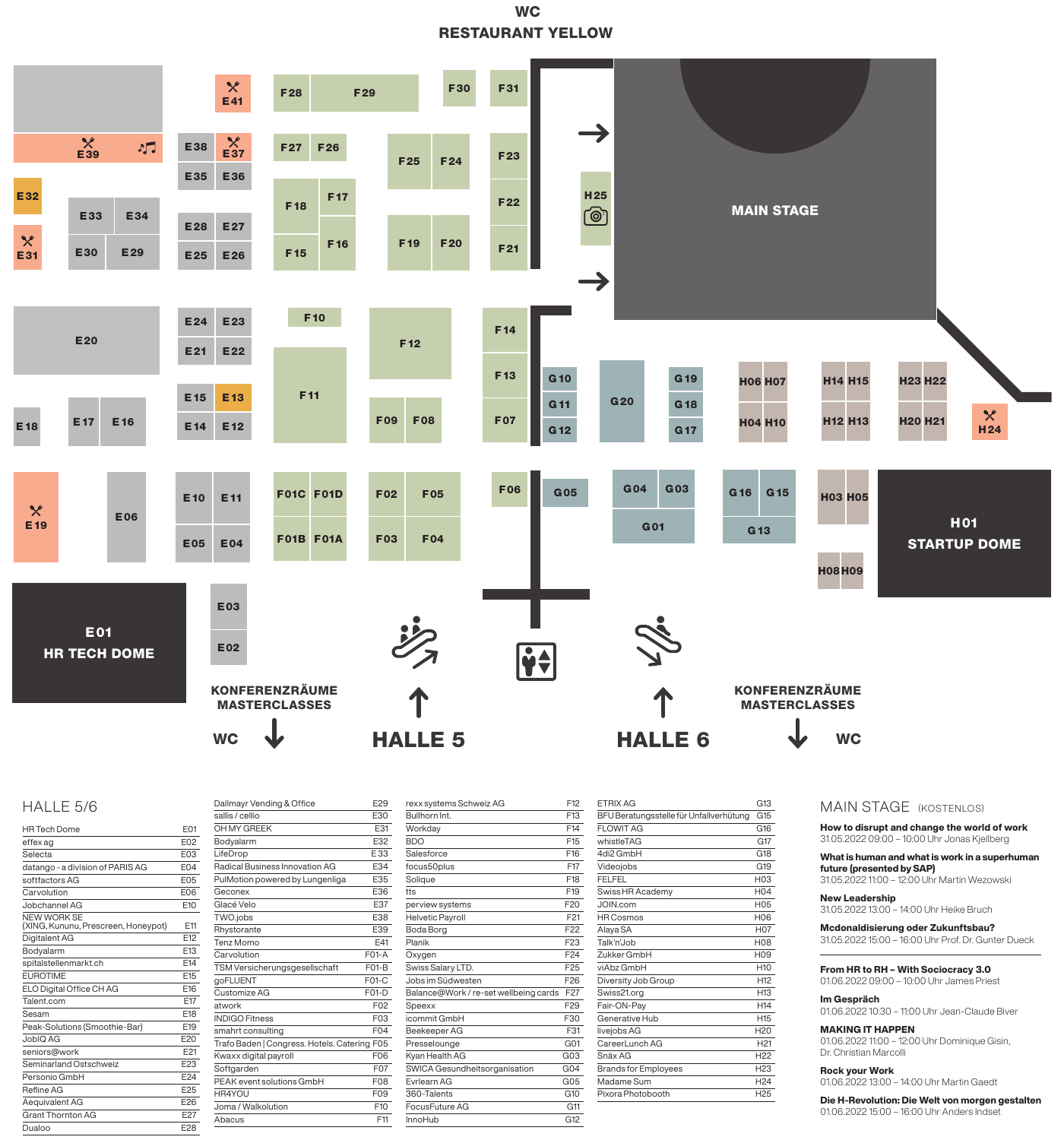WC

RESTAURANT YELLOW

MAIN STAGE

H01 STARTUP DOME

E01 HR TECH DOME

KONFERENZRÄUME MASTERCLASSES

WC

HALLE 5

HALLE 6

KONFERENZRÄUME MASTERCLASSES

WC

## HALLE 5/6

| | |
|---|---|
| HR Tech Dome | E01 |
| effex ag | E02 |
| Selecta | E03 |
| datango - a division of PARIS AG | E04 |
| softfactors AG | E05 |
| Carvolution | E06 |
| Jobchannel AG | E10 |
| NEW WORK SE (XING, Kununu, Prescreen, Honeypot) | E11 |
| Digitalent AG | E12 |
| Bodyalarm | E13 |
| spitalstellenmarkt.ch | E14 |
| EUROTIME | E15 |
| ELO Digital Office CH AG | E16 |
| Talent.com | E17 |
| Sesam | E18 |
| Peak-Solutions (Smoothie-Bar) | E19 |
| JobIQ AG | E20 |
| seniors@work | E21 |
| Seminarland Ostschweiz | E23 |
| Personio GmbH | E24 |
| Refline AG | E25 |
| Aequivalent AG | E26 |
| Grant Thornton AG | E27 |
| Dualoo | E28 |
| Dallmayr Vending & Office | E29 |
| sallis / cellio | E30 |
| OH MY GREEK | E31 |
| Bodyalarm | E32 |
| LifeDrop | E33 |
| Radical Business Innovation AG | E34 |
| PulMotion powered by Lungenliga | E35 |
| Geconex | E36 |
| Glacé Velo | E37 |
| TWO.jobs | E38 |
| Rhystorante | E39 |
| Tenz Momo | E41 |
| Carvolution | F01-A |
| TSM Versicherungsgesellschaft | F01-B |
| goFLUENT | F01-C |
| Customize AG | F01-D |
| atwork | F02 |
| INDIGO Fitness | F03 |
| smahrt consulting | F04 |
| Trafo Baden \| Congress. Hotels. Catering | F05 |
| Kwaxx digital payroll | F06 |
| Softgarden | F07 |
| PEAK event solutions GmbH | F08 |
| HR4YOU | F09 |
| Joma / Walkolution | F10 |
| Abacus | F11 |
| rexx systems Schweiz AG | F12 |
| Bullhorn Int. | F13 |
| Workday | F14 |
| BDO | F15 |
| Salesforce | F16 |
| focus50plus | F17 |
| Solique | F18 |
| tts | F19 |
| perview systems | F20 |
| Helvetic Payroll | F21 |
| Boda Borg | F22 |
| Planik | F23 |
| Oxygen | F24 |
| Swiss Salary LTD. | F25 |
| Jobs im Südwesten | F26 |
| Balance@Work / re-set wellbeing cards | F27 |
| Speexx | F29 |
| icommit GmbH | F30 |
| Beekeeper AG | F31 |
| Presselounge | G01 |
| Kyan Health AG | G03 |
| SWICA Gesundheitsorganisation | G04 |
| Evrlearn AG | G05 |
| 360-Talents | G10 |
| FocusFuture AG | G11 |
| InnoHub | G12 |
| ETRIX AG | G13 |
| BFU Beratungsstelle für Unfallverhütung | G15 |
| FLOWIT AG | G16 |
| whistleTAG | G17 |
| 4di2 GmbH | G18 |
| Videojobs | G19 |
| FELFEL | H02 |
| Swiss HR Academy | H04 |
| JOIN.com | H05 |
| HR Cosmos | H06 |
| Alaya SA | H07 |
| Talk'n'Job | H08 |
| Zukker GmbH | H09 |
| viAbz GmbH | H10 |
| Diversity Job Group | H12 |
| Swiss21.org | H13 |
| Fair-ON-Pay | H14 |
| Generative Hub | H15 |
| livejobs AG | H20 |
| CareerLunch AG | H21 |
| Snäx AG | H22 |
| Brands for Employees | H23 |
| Madame Sum | H24 |
| Pixora Photobooth | H25 |

## MAIN STAGE (KOSTENLOS)

**How to disrupt and change the world of work**
31.05.2022 09:00 – 10:00 Uhr Jonas Kjellberg

**What is human and what is work in a superhuman future (presented by SAP)**
31.05.2022 11:00 – 12:00 Uhr Martin Wezowski

**New Leadership**
31.05.2022 13:00 – 14:00 Uhr Heike Bruch

**Mcdonaldisierung oder Zukunftsbau?**
31.05.2022 15:00 – 16:00 Uhr Prof. Dr. Gunter Dueck

**From HR to RH – With Sociocracy 3.0**
01.06.2022 09:00 – 10:00 Uhr James Priest

**Im Gespräch**
01.06.2022 10:30 – 11:00 Uhr Jean-Claude Biver

**MAKING IT HAPPEN**
01.06.2022 11:00 – 12:00 Uhr Dominique Gisin, Dr. Christian Marcolli

**Rock your Work**
01.06.2022 13:00 – 14:00 Uhr Martin Gaedt

**Die H-Revolution: Die Welt von morgen gestalten**
01.06.2022 15:00 – 16:00 Uhr Anders Indset